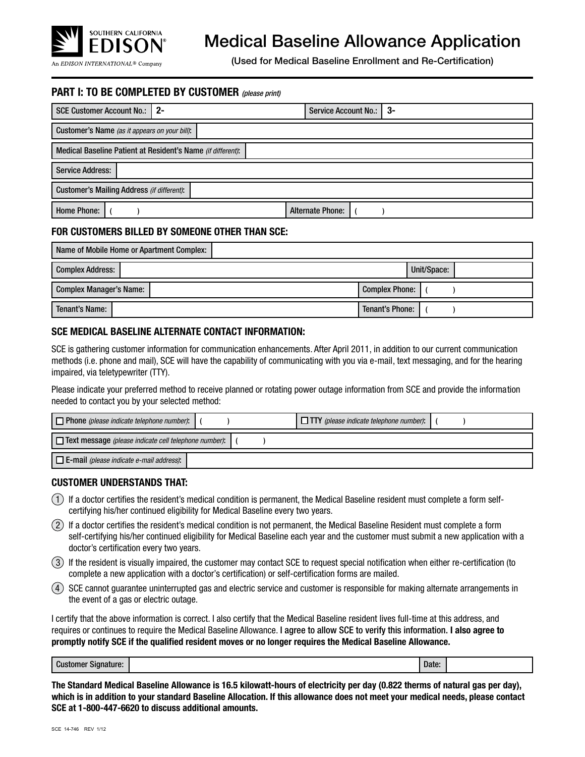SOUTHERN CALIFORNIA EDISON®

An EDISON INTERNATIONAL® Company

# Medical Baseline Allowance Application

(Used for Medical Baseline Enrollment and Re-Certification)

## PART I: TO BE COMPLETED BY CUSTOMER *(please print)*

| SCE Customer Account No.: | 2- | Service Account No.: | 3- |
|---|---|---|---|

| Customer's Name *(as it appears on your bill)*: | |
|---|---|
| Medical Baseline Patient at Resident's Name *(if different)*: | |
| Service Address: | |
| Customer's Mailing Address *(if different)*: | |

| Home Phone: | (    ) | Alternate Phone: | (    ) |
|---|---|---|---|

### FOR CUSTOMERS BILLED BY SOMEONE OTHER THAN SCE:

| Name of Mobile Home or Apartment Complex: | | | |
|---|---|---|---|
| Complex Address: | | Unit/Space: | |
| Complex Manager's Name: | | Complex Phone: | (    ) |
| Tenant's Name: | | Tenant's Phone: | (    ) |

### SCE MEDICAL BASELINE ALTERNATE CONTACT INFORMATION:

SCE is gathering customer information for communication enhancements. After April 2011, in addition to our current communication methods (i.e. phone and mail), SCE will have the capability of communicating with you via e-mail, text messaging, and for the hearing impaired, via teletypewriter (TTY).

Please indicate your preferred method to receive planned or rotating power outage information from SCE and provide the information needed to contact you by your selected method:

| ☐ Phone *(please indicate telephone number)*: | (    ) | ☐ TTY *(please indicate telephone number)*: | (    ) |
|---|---|---|---|
| ☐ Text message *(please indicate cell telephone number)*: | (    ) | | |
| ☐ E-mail *(please indicate e-mail address)*: | | | |

### CUSTOMER UNDERSTANDS THAT:

1. If a doctor certifies the resident's medical condition is permanent, the Medical Baseline resident must complete a form self-certifying his/her continued eligibility for Medical Baseline every two years.
2. If a doctor certifies the resident's medical condition is not permanent, the Medical Baseline Resident must complete a form self-certifying his/her continued eligibility for Medical Baseline each year and the customer must submit a new application with a doctor's certification every two years.
3. If the resident is visually impaired, the customer may contact SCE to request special notification when either re-certification (to complete a new application with a doctor's certification) or self-certification forms are mailed.
4. SCE cannot guarantee uninterrupted gas and electric service and customer is responsible for making alternate arrangements in the event of a gas or electric outage.

I certify that the above information is correct. I also certify that the Medical Baseline resident lives full-time at this address, and requires or continues to require the Medical Baseline Allowance. **I agree to allow SCE to verify this information. I also agree to promptly notify SCE if the qualified resident moves or no longer requires the Medical Baseline Allowance.**

| Customer Signature: | | Date: | |
|---|---|---|---|

**The Standard Medical Baseline Allowance is 16.5 kilowatt-hours of electricity per day (0.822 therms of natural gas per day), which is in addition to your standard Baseline Allocation. If this allowance does not meet your medical needs, please contact SCE at 1-800-447-6620 to discuss additional amounts.**

SCE 14-746 REV 1/12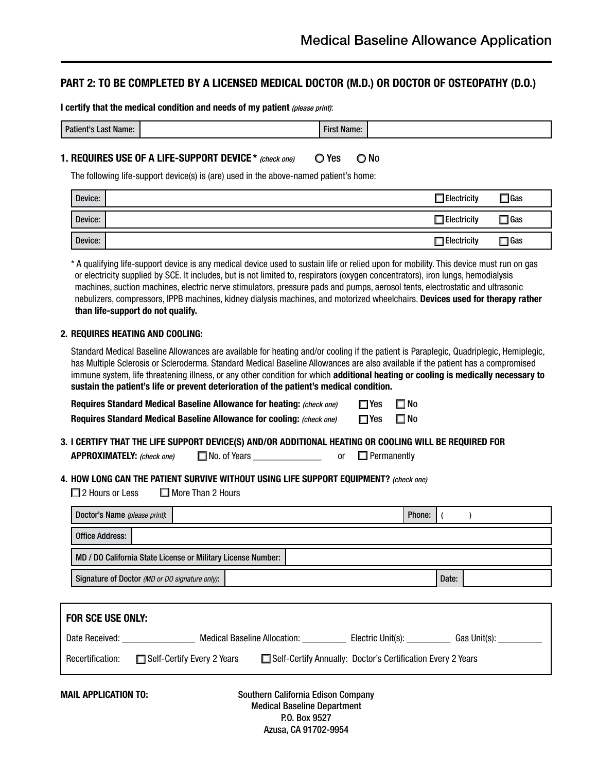# Medical Baseline Allowance Application

## PART 2: TO BE COMPLETED BY A LICENSED MEDICAL DOCTOR (M.D.) OR DOCTOR OF OSTEOPATHY (D.O.)

**I certify that the medical condition and needs of my patient** *(please print)*:

| Patient's Last Name: | | First Name: | |
|---|---|---|---|

**1. REQUIRES USE OF A LIFE-SUPPORT DEVICE \*** *(check one)* ◯ Yes ◯ No

The following life-support device(s) is (are) used in the above-named patient's home:

| | | | |
|---|---|---|---|
| Device: | | ☐ Electricity | ☐ Gas |
| Device: | | ☐ Electricity | ☐ Gas |
| Device: | | ☐ Electricity | ☐ Gas |

\* A qualifying life-support device is any medical device used to sustain life or relied upon for mobility. This device must run on gas or electricity supplied by SCE. It includes, but is not limited to, respirators (oxygen concentrators), iron lungs, hemodialysis machines, suction machines, electric nerve stimulators, pressure pads and pumps, aerosol tents, electrostatic and ultrasonic nebulizers, compressors, IPPB machines, kidney dialysis machines, and motorized wheelchairs. **Devices used for therapy rather than life-support do not qualify.**

**2. REQUIRES HEATING AND COOLING:**

Standard Medical Baseline Allowances are available for heating and/or cooling if the patient is Paraplegic, Quadriplegic, Hemiplegic, has Multiple Sclerosis or Scleroderma. Standard Medical Baseline Allowances are also available if the patient has a compromised immune system, life threatening illness, or any other condition for which **additional heating or cooling is medically necessary to sustain the patient's life or prevent deterioration of the patient's medical condition.**

**Requires Standard Medical Baseline Allowance for heating:** *(check one)* ☐ Yes ☐ No

**Requires Standard Medical Baseline Allowance for cooling:** *(check one)* ☐ Yes ☐ No

**3. I CERTIFY THAT THE LIFE SUPPORT DEVICE(S) AND/OR ADDITIONAL HEATING OR COOLING WILL BE REQUIRED FOR APPROXIMATELY:** *(check one)* ☐ No. of Years ______________ or ☐ Permanently

**4. HOW LONG CAN THE PATIENT SURVIVE WITHOUT USING LIFE SUPPORT EQUIPMENT?** *(check one)*

☐ 2 Hours or Less ☐ More Than 2 Hours

| Doctor's Name *(please print)*: | | Phone: | ( ) |
|---|---|---|---|
| Office Address: | | | |
| MD / DO California State License or Military License Number: | | | |
| Signature of Doctor *(MD or DO signature only)*: | | Date: | |

**FOR SCE USE ONLY:**

Date Received: _______________ Medical Baseline Allocation: _________ Electric Unit(s): _________ Gas Unit(s): _________

Recertification: ☐ Self-Certify Every 2 Years ☐ Self-Certify Annually: Doctor's Certification Every 2 Years

**MAIL APPLICATION TO:**

Southern California Edison Company
Medical Baseline Department
P.O. Box 9527
Azusa, CA 91702-9954